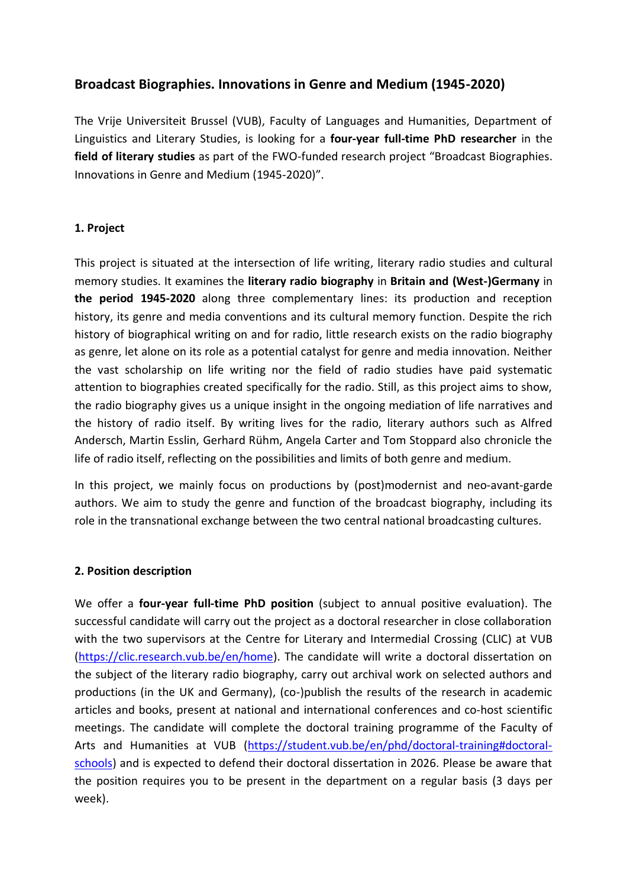## Broadcast Biographies. Innovations in Genre and Medium (1945-2020)

The Vrije Universiteit Brussel (VUB), Faculty of Languages and Humanities, Department of Linguistics and Literary Studies, is looking for a **four-year full-time PhD researcher** in the **field of literary studies** as part of the FWO-funded research project "Broadcast Biographies. Innovations in Genre and Medium (1945-2020)".

### 1. Project

This project is situated at the intersection of life writing, literary radio studies and cultural memory studies. It examines the **literary radio biography** in **Britain and (West-)Germany** in **the period 1945-2020** along three complementary lines: its production and reception history, its genre and media conventions and its cultural memory function. Despite the rich history of biographical writing on and for radio, little research exists on the radio biography as genre, let alone on its role as a potential catalyst for genre and media innovation. Neither the vast scholarship on life writing nor the field of radio studies have paid systematic attention to biographies created specifically for the radio. Still, as this project aims to show, the radio biography gives us a unique insight in the ongoing mediation of life narratives and the history of radio itself. By writing lives for the radio, literary authors such as Alfred Andersch, Martin Esslin, Gerhard Rühm, Angela Carter and Tom Stoppard also chronicle the life of radio itself, reflecting on the possibilities and limits of both genre and medium.

In this project, we mainly focus on productions by (post)modernist and neo-avant-garde authors. We aim to study the genre and function of the broadcast biography, including its role in the transnational exchange between the two central national broadcasting cultures.

### 2. Position description

We offer a **four-year full-time PhD position** (subject to annual positive evaluation). The successful candidate will carry out the project as a doctoral researcher in close collaboration with the two supervisors at the Centre for Literary and Intermedial Crossing (CLIC) at VUB ([https://clic.research.vub.be/en/home](https://clic.research.vub.be/en/home)). The candidate will write a doctoral dissertation on the subject of the literary radio biography, carry out archival work on selected authors and productions (in the UK and Germany), (co-)publish the results of the research in academic articles and books, present at national and international conferences and co-host scientific meetings. The candidate will complete the doctoral training programme of the Faculty of Arts and Humanities at VUB ([https://student.vub.be/en/phd/doctoral-training#doctoral-schools](https://student.vub.be/en/phd/doctoral-training#doctoral-schools)) and is expected to defend their doctoral dissertation in 2026. Please be aware that the position requires you to be present in the department on a regular basis (3 days per week).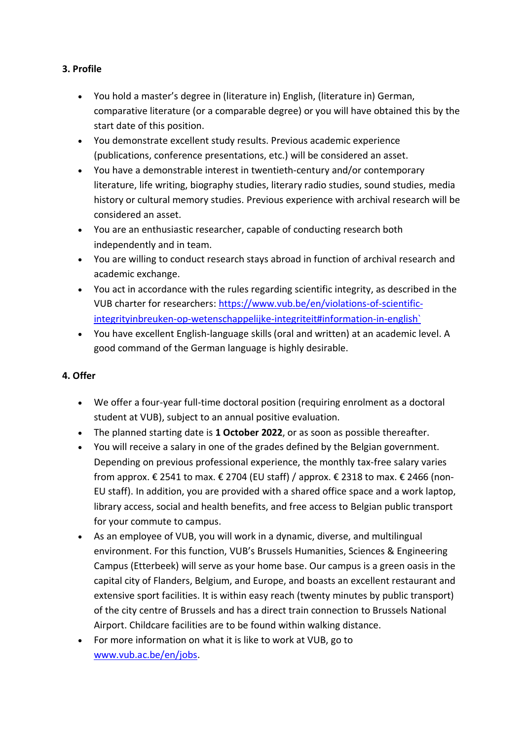### 3. Profile

- You hold a master's degree in (literature in) English, (literature in) German, comparative literature (or a comparable degree) or you will have obtained this by the start date of this position.
- You demonstrate excellent study results. Previous academic experience (publications, conference presentations, etc.) will be considered an asset.
- You have a demonstrable interest in twentieth-century and/or contemporary literature, life writing, biography studies, literary radio studies, sound studies, media history or cultural memory studies. Previous experience with archival research will be considered an asset.
- You are an enthusiastic researcher, capable of conducting research both independently and in team.
- You are willing to conduct research stays abroad in function of archival research and academic exchange.
- You act in accordance with the rules regarding scientific integrity, as described in the VUB charter for researchers: [https://www.vub.be/en/violations-of-scientific-integrityinbreuken-op-wetenschappelijke-integriteit#information-in-english`](https://www.vub.be/en/violations-of-scientific-integrityinbreuken-op-wetenschappelijke-integriteit#information-in-english)
- You have excellent English-language skills (oral and written) at an academic level. A good command of the German language is highly desirable.

### 4. Offer

- We offer a four-year full-time doctoral position (requiring enrolment as a doctoral student at VUB), subject to an annual positive evaluation.
- The planned starting date is **1 October 2022**, or as soon as possible thereafter.
- You will receive a salary in one of the grades defined by the Belgian government. Depending on previous professional experience, the monthly tax-free salary varies from approx. € 2541 to max. € 2704 (EU staff) / approx. € 2318 to max. € 2466 (non-EU staff). In addition, you are provided with a shared office space and a work laptop, library access, social and health benefits, and free access to Belgian public transport for your commute to campus.
- As an employee of VUB, you will work in a dynamic, diverse, and multilingual environment. For this function, VUB's Brussels Humanities, Sciences & Engineering Campus (Etterbeek) will serve as your home base. Our campus is a green oasis in the capital city of Flanders, Belgium, and Europe, and boasts an excellent restaurant and extensive sport facilities. It is within easy reach (twenty minutes by public transport) of the city centre of Brussels and has a direct train connection to Brussels National Airport. Childcare facilities are to be found within walking distance.
- For more information on what it is like to work at VUB, go to [www.vub.ac.be/en/jobs](www.vub.ac.be/en/jobs).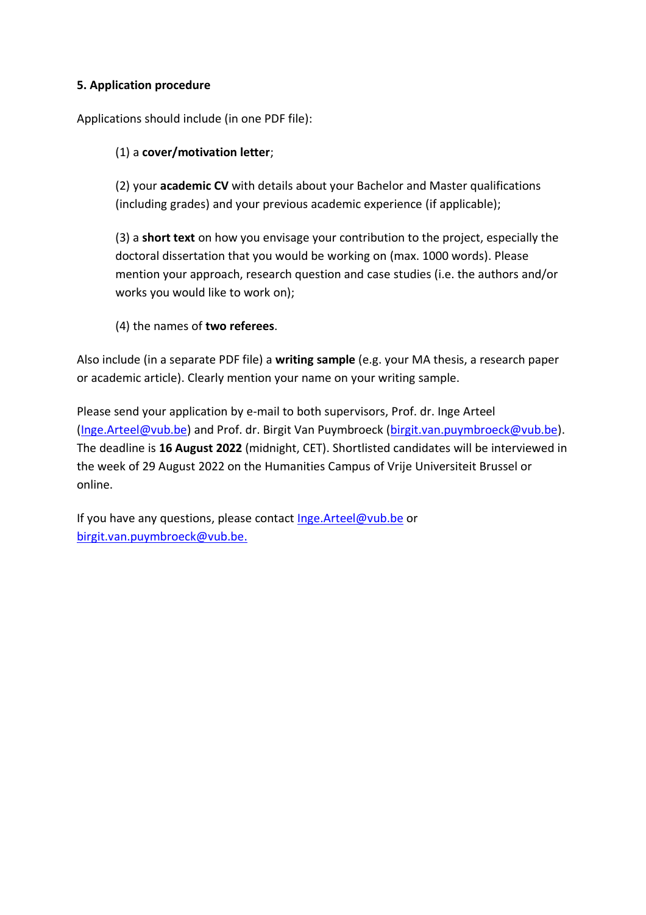**5. Application procedure**

Applications should include (in one PDF file):

(1) a **cover/motivation letter**;

(2) your **academic CV** with details about your Bachelor and Master qualifications (including grades) and your previous academic experience (if applicable);

(3) a **short text** on how you envisage your contribution to the project, especially the doctoral dissertation that you would be working on (max. 1000 words). Please mention your approach, research question and case studies (i.e. the authors and/or works you would like to work on);

(4) the names of **two referees**.

Also include (in a separate PDF file) a **writing sample** (e.g. your MA thesis, a research paper or academic article). Clearly mention your name on your writing sample.

Please send your application by e-mail to both supervisors, Prof. dr. Inge Arteel (Inge.Arteel@vub.be) and Prof. dr. Birgit Van Puymbroeck (birgit.van.puymbroeck@vub.be). The deadline is **16 August 2022** (midnight, CET). Shortlisted candidates will be interviewed in the week of 29 August 2022 on the Humanities Campus of Vrije Universiteit Brussel or online.

If you have any questions, please contact Inge.Arteel@vub.be or birgit.van.puymbroeck@vub.be.